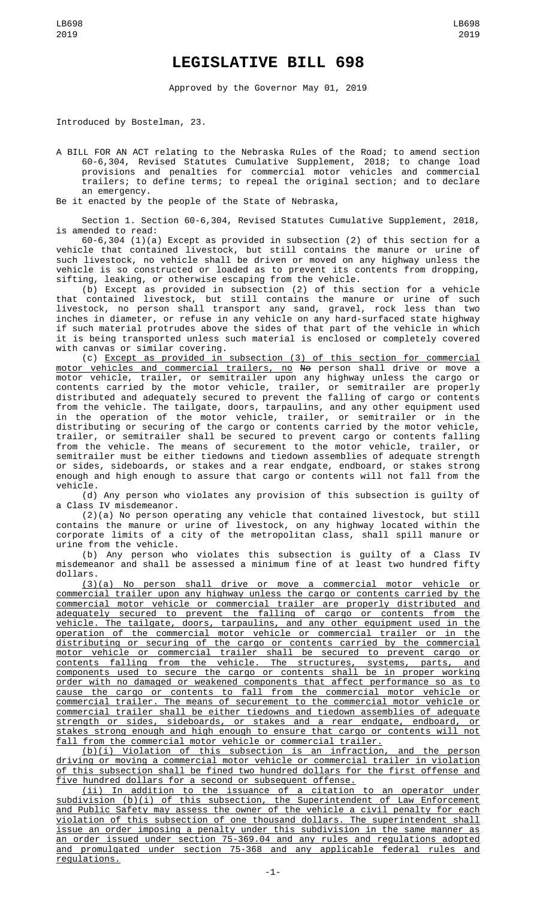# LEGISLATIVE BILL 698

Approved by the Governor May 01, 2019

Introduced by Bostelman, 23.

A BILL FOR AN ACT relating to the Nebraska Rules of the Road; to amend section 60-6,304, Revised Statutes Cumulative Supplement, 2018; to change load provisions and penalties for commercial motor vehicles and commercial trailers; to define terms; to repeal the original section; and to declare an emergency.

Be it enacted by the people of the State of Nebraska,

Section 1. Section 60-6,304, Revised Statutes Cumulative Supplement, 2018, is amended to read:

60-6,304 (1)(a) Except as provided in subsection (2) of this section for a vehicle that contained livestock, but still contains the manure or urine of such livestock, no vehicle shall be driven or moved on any highway unless the vehicle is so constructed or loaded as to prevent its contents from dropping, sifting, leaking, or otherwise escaping from the vehicle.

(b) Except as provided in subsection (2) of this section for a vehicle that contained livestock, but still contains the manure or urine of such livestock, no person shall transport any sand, gravel, rock less than two inches in diameter, or refuse in any vehicle on any hard-surfaced state highway if such material protrudes above the sides of that part of the vehicle in which it is being transported unless such material is enclosed or completely covered with canvas or similar covering.

(c) Except as provided in subsection (3) of this section for commercial motor vehicles and commercial trailers, no ~~No~~ person shall drive or move a motor vehicle, trailer, or semitrailer upon any highway unless the cargo or contents carried by the motor vehicle, trailer, or semitrailer are properly distributed and adequately secured to prevent the falling of cargo or contents from the vehicle. The tailgate, doors, tarpaulins, and any other equipment used in the operation of the motor vehicle, trailer, or semitrailer or in the distributing or securing of the cargo or contents carried by the motor vehicle, trailer, or semitrailer shall be secured to prevent cargo or contents falling from the vehicle. The means of securement to the motor vehicle, trailer, or semitrailer must be either tiedowns and tiedown assemblies of adequate strength or sides, sideboards, or stakes and a rear endgate, endboard, or stakes strong enough and high enough to assure that cargo or contents will not fall from the vehicle.

(d) Any person who violates any provision of this subsection is guilty of a Class IV misdemeanor.

(2)(a) No person operating any vehicle that contained livestock, but still contains the manure or urine of livestock, on any highway located within the corporate limits of a city of the metropolitan class, shall spill manure or urine from the vehicle.

(b) Any person who violates this subsection is guilty of a Class IV misdemeanor and shall be assessed a minimum fine of at least two hundred fifty dollars.

(3)(a) No person shall drive or move a commercial motor vehicle or commercial trailer upon any highway unless the cargo or contents carried by the commercial motor vehicle or commercial trailer are properly distributed and adequately secured to prevent the falling of cargo or contents from the vehicle. The tailgate, doors, tarpaulins, and any other equipment used in the operation of the commercial motor vehicle or commercial trailer or in the distributing or securing of the cargo or contents carried by the commercial motor vehicle or commercial trailer shall be secured to prevent cargo or contents falling from the vehicle. The structures, systems, parts, and components used to secure the cargo or contents shall be in proper working order with no damaged or weakened components that affect performance so as to cause the cargo or contents to fall from the commercial motor vehicle or commercial trailer. The means of securement to the commercial motor vehicle or commercial trailer shall be either tiedowns and tiedown assemblies of adequate strength or sides, sideboards, or stakes and a rear endgate, endboard, or stakes strong enough and high enough to ensure that cargo or contents will not fall from the commercial motor vehicle or commercial trailer.

(b)(i) Violation of this subsection is an infraction, and the person driving or moving a commercial motor vehicle or commercial trailer in violation of this subsection shall be fined two hundred dollars for the first offense and five hundred dollars for a second or subsequent offense.

(ii) In addition to the issuance of a citation to an operator under subdivision (b)(i) of this subsection, the Superintendent of Law Enforcement and Public Safety may assess the owner of the vehicle a civil penalty for each violation of this subsection of one thousand dollars. The superintendent shall issue an order imposing a penalty under this subdivision in the same manner as an order issued under section 75-369.04 and any rules and regulations adopted and promulgated under section 75-368 and any applicable federal rules and regulations.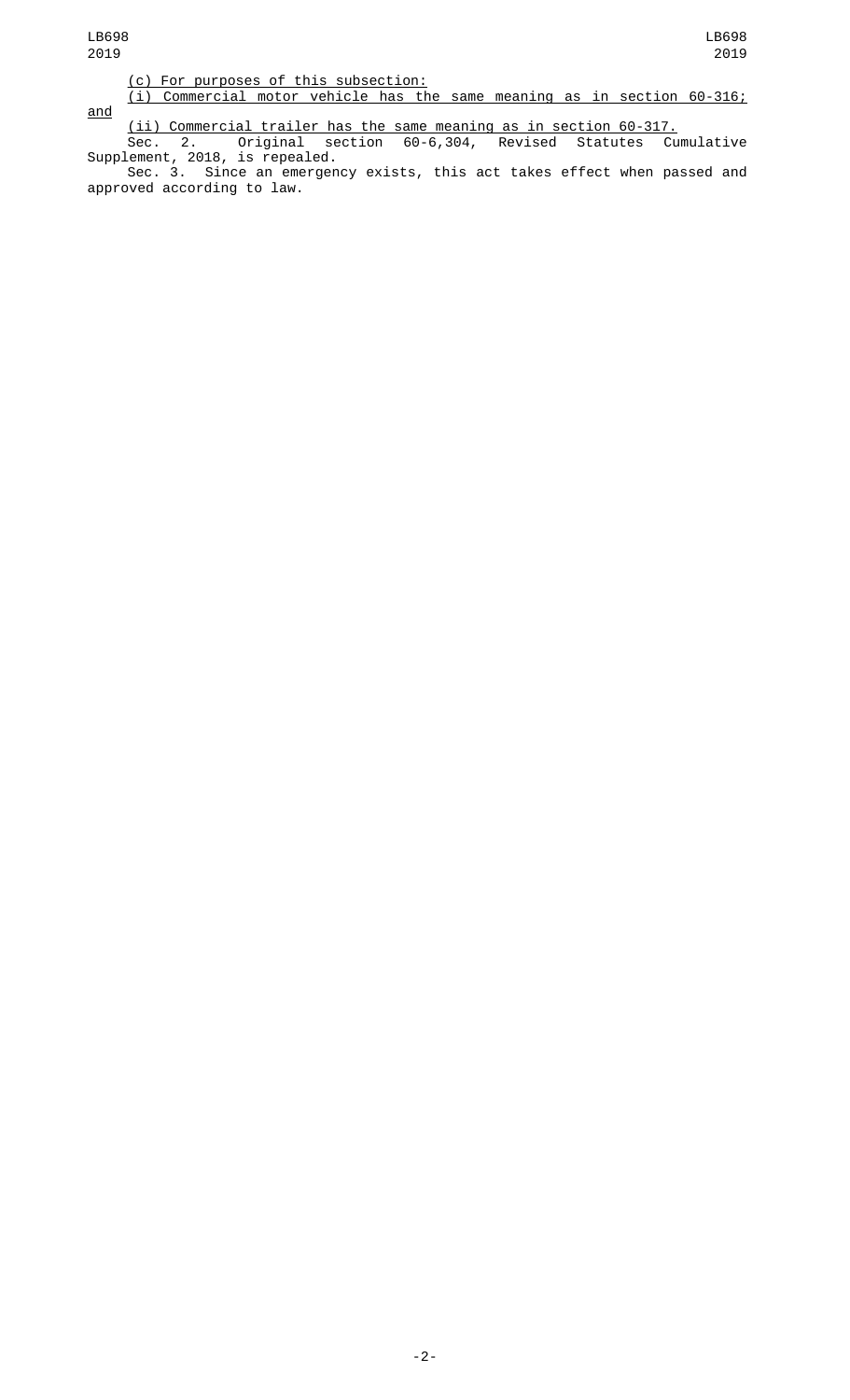(c) For purposes of this subsection:

(i) Commercial motor vehicle has the same meaning as in section 60-316; and

(ii) Commercial trailer has the same meaning as in section 60-317.

Sec. 2. Original section 60-6,304, Revised Statutes Cumulative Supplement, 2018, is repealed.

Sec. 3. Since an emergency exists, this act takes effect when passed and approved according to law.